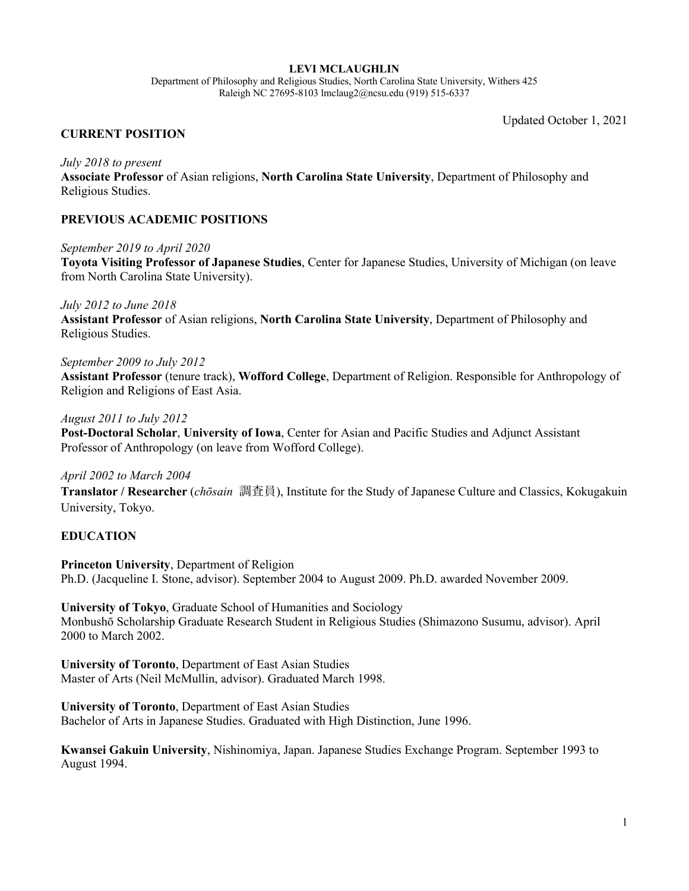# LEVI MCLAUGHLIN

Department of Philosophy and Religious Studies, North Carolina State University, Withers 425
Raleigh NC 27695-8103 lmclaug2@ncsu.edu (919) 515-6337

Updated October 1, 2021

## CURRENT POSITION

*July 2018 to present*
**Associate Professor** of Asian religions, **North Carolina State University**, Department of Philosophy and Religious Studies.

## PREVIOUS ACADEMIC POSITIONS

*September 2019 to April 2020*
**Toyota Visiting Professor of Japanese Studies**, Center for Japanese Studies, University of Michigan (on leave from North Carolina State University).

*July 2012 to June 2018*
**Assistant Professor** of Asian religions, **North Carolina State University**, Department of Philosophy and Religious Studies.

*September 2009 to July 2012*
**Assistant Professor** (tenure track), **Wofford College**, Department of Religion. Responsible for Anthropology of Religion and Religions of East Asia.

*August 2011 to July 2012*
**Post-Doctoral Scholar**, **University of Iowa**, Center for Asian and Pacific Studies and Adjunct Assistant Professor of Anthropology (on leave from Wofford College).

*April 2002 to March 2004*
**Translator / Researcher** (*chōsain* 調査員), Institute for the Study of Japanese Culture and Classics, Kokugakuin University, Tokyo.

## EDUCATION

**Princeton University**, Department of Religion
Ph.D. (Jacqueline I. Stone, advisor). September 2004 to August 2009. Ph.D. awarded November 2009.

**University of Tokyo**, Graduate School of Humanities and Sociology
Monbushō Scholarship Graduate Research Student in Religious Studies (Shimazono Susumu, advisor). April 2000 to March 2002.

**University of Toronto**, Department of East Asian Studies
Master of Arts (Neil McMullin, advisor). Graduated March 1998.

**University of Toronto**, Department of East Asian Studies
Bachelor of Arts in Japanese Studies. Graduated with High Distinction, June 1996.

**Kwansei Gakuin University**, Nishinomiya, Japan. Japanese Studies Exchange Program. September 1993 to August 1994.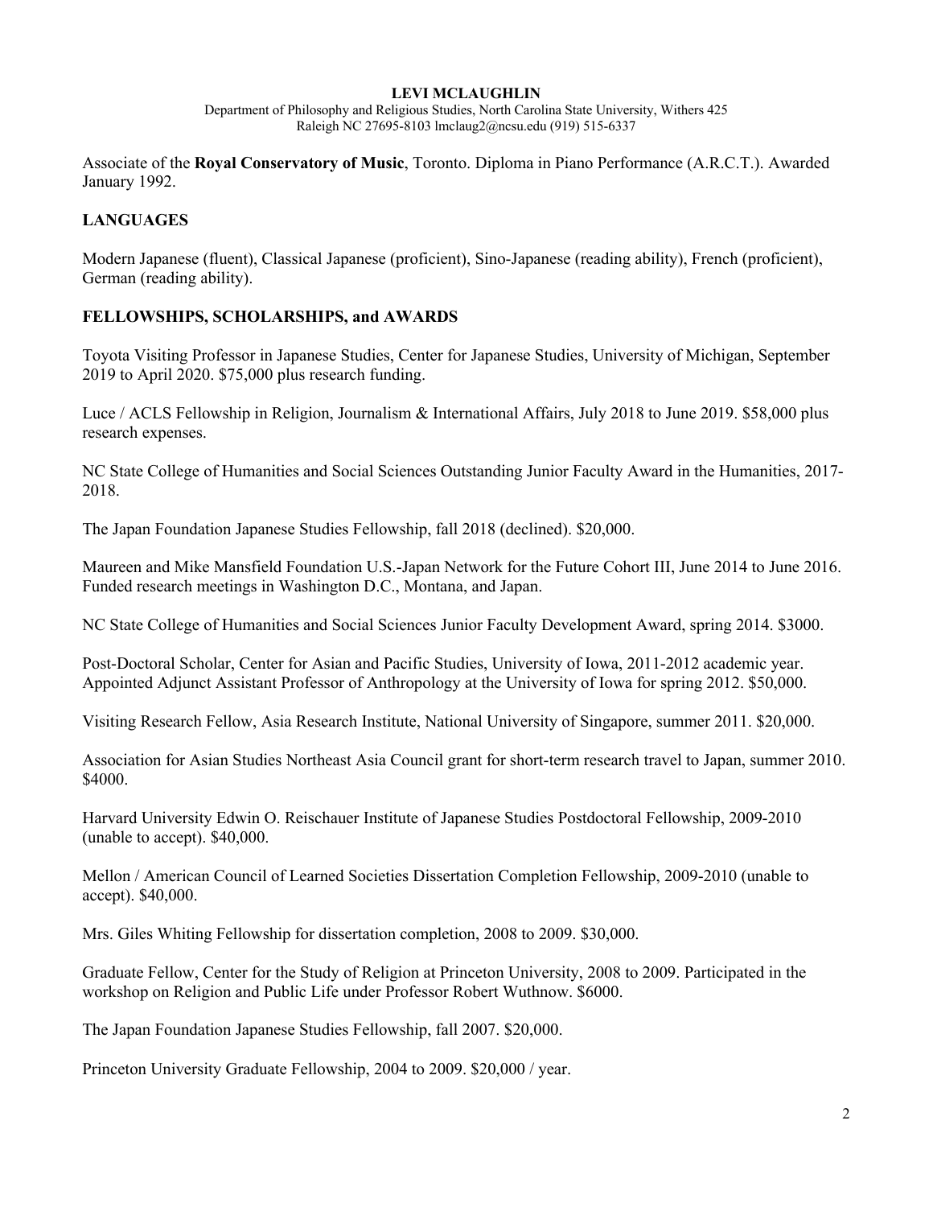Associate of the **Royal Conservatory of Music**, Toronto. Diploma in Piano Performance (A.R.C.T.). Awarded January 1992.

## LANGUAGES

Modern Japanese (fluent), Classical Japanese (proficient), Sino-Japanese (reading ability), French (proficient), German (reading ability).

## FELLOWSHIPS, SCHOLARSHIPS, and AWARDS

Toyota Visiting Professor in Japanese Studies, Center for Japanese Studies, University of Michigan, September 2019 to April 2020. $75,000 plus research funding.

Luce / ACLS Fellowship in Religion, Journalism & International Affairs, July 2018 to June 2019. $58,000 plus research expenses.

NC State College of Humanities and Social Sciences Outstanding Junior Faculty Award in the Humanities, 2017-2018.

The Japan Foundation Japanese Studies Fellowship, fall 2018 (declined). $20,000.

Maureen and Mike Mansfield Foundation U.S.-Japan Network for the Future Cohort III, June 2014 to June 2016. Funded research meetings in Washington D.C., Montana, and Japan.

NC State College of Humanities and Social Sciences Junior Faculty Development Award, spring 2014. $3000.

Post-Doctoral Scholar, Center for Asian and Pacific Studies, University of Iowa, 2011-2012 academic year. Appointed Adjunct Assistant Professor of Anthropology at the University of Iowa for spring 2012. $50,000.

Visiting Research Fellow, Asia Research Institute, National University of Singapore, summer 2011. $20,000.

Association for Asian Studies Northeast Asia Council grant for short-term research travel to Japan, summer 2010. $4000.

Harvard University Edwin O. Reischauer Institute of Japanese Studies Postdoctoral Fellowship, 2009-2010 (unable to accept). $40,000.

Mellon / American Council of Learned Societies Dissertation Completion Fellowship, 2009-2010 (unable to accept). $40,000.

Mrs. Giles Whiting Fellowship for dissertation completion, 2008 to 2009. $30,000.

Graduate Fellow, Center for the Study of Religion at Princeton University, 2008 to 2009. Participated in the workshop on Religion and Public Life under Professor Robert Wuthnow. $6000.

The Japan Foundation Japanese Studies Fellowship, fall 2007. $20,000.

Princeton University Graduate Fellowship, 2004 to 2009. $20,000 / year.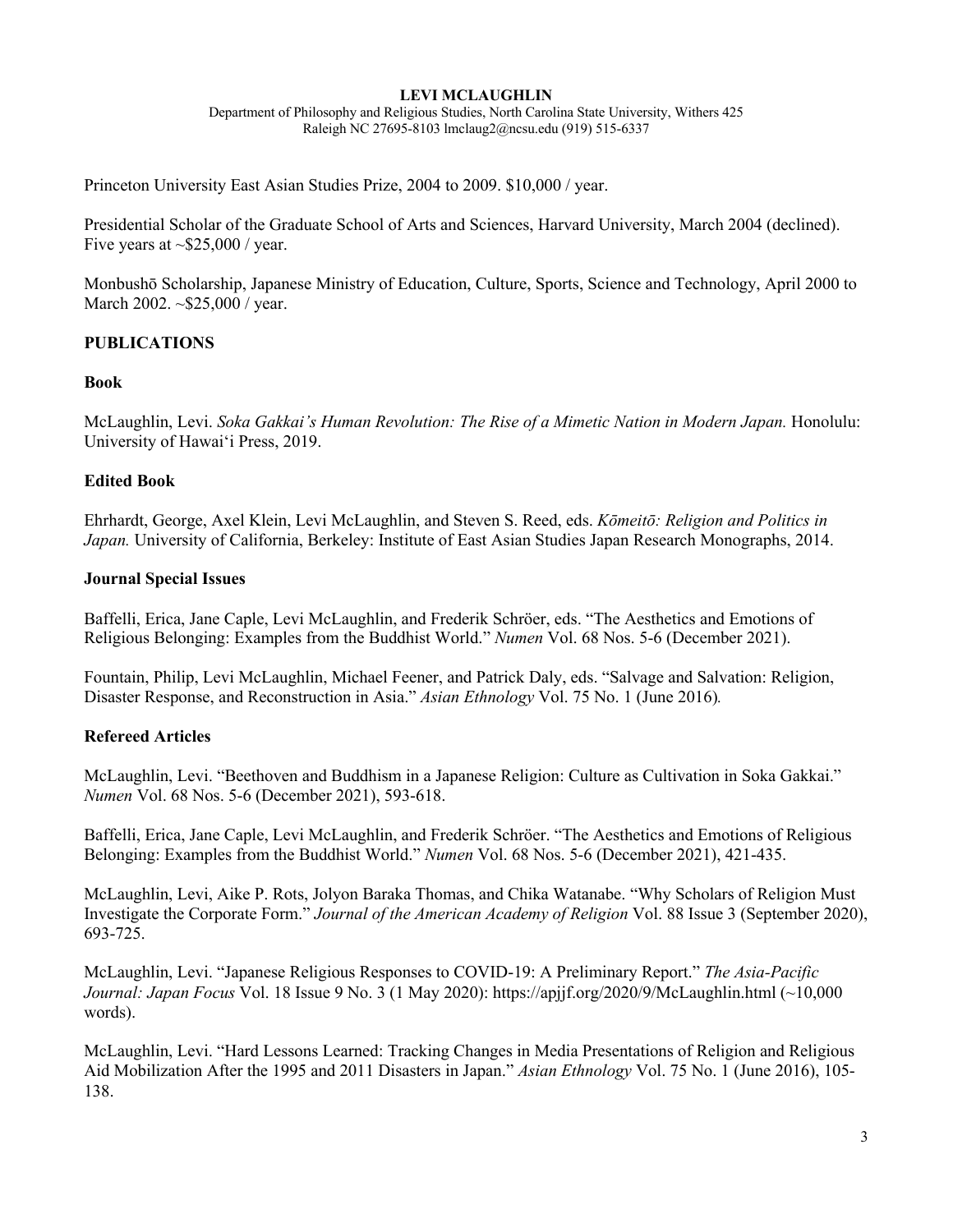Princeton University East Asian Studies Prize, 2004 to 2009. $10,000 / year.

Presidential Scholar of the Graduate School of Arts and Sciences, Harvard University, March 2004 (declined). Five years at ~$25,000 / year.

Monbushō Scholarship, Japanese Ministry of Education, Culture, Sports, Science and Technology, April 2000 to March 2002. ~$25,000 / year.

## PUBLICATIONS

### Book

McLaughlin, Levi. *Soka Gakkai's Human Revolution: The Rise of a Mimetic Nation in Modern Japan.* Honolulu: University of Hawai'i Press, 2019.

### Edited Book

Ehrhardt, George, Axel Klein, Levi McLaughlin, and Steven S. Reed, eds. *Kōmeitō: Religion and Politics in Japan.* University of California, Berkeley: Institute of East Asian Studies Japan Research Monographs, 2014.

### Journal Special Issues

Baffelli, Erica, Jane Caple, Levi McLaughlin, and Frederik Schröer, eds. "The Aesthetics and Emotions of Religious Belonging: Examples from the Buddhist World." *Numen* Vol. 68 Nos. 5-6 (December 2021).

Fountain, Philip, Levi McLaughlin, Michael Feener, and Patrick Daly, eds. "Salvage and Salvation: Religion, Disaster Response, and Reconstruction in Asia." *Asian Ethnology* Vol. 75 No. 1 (June 2016).

### Refereed Articles

McLaughlin, Levi. "Beethoven and Buddhism in a Japanese Religion: Culture as Cultivation in Soka Gakkai." *Numen* Vol. 68 Nos. 5-6 (December 2021), 593-618.

Baffelli, Erica, Jane Caple, Levi McLaughlin, and Frederik Schröer. "The Aesthetics and Emotions of Religious Belonging: Examples from the Buddhist World." *Numen* Vol. 68 Nos. 5-6 (December 2021), 421-435.

McLaughlin, Levi, Aike P. Rots, Jolyon Baraka Thomas, and Chika Watanabe. "Why Scholars of Religion Must Investigate the Corporate Form." *Journal of the American Academy of Religion* Vol. 88 Issue 3 (September 2020), 693-725.

McLaughlin, Levi. "Japanese Religious Responses to COVID-19: A Preliminary Report." *The Asia-Pacific Journal: Japan Focus* Vol. 18 Issue 9 No. 3 (1 May 2020): https://apjjf.org/2020/9/McLaughlin.html (~10,000 words).

McLaughlin, Levi. "Hard Lessons Learned: Tracking Changes in Media Presentations of Religion and Religious Aid Mobilization After the 1995 and 2011 Disasters in Japan." *Asian Ethnology* Vol. 75 No. 1 (June 2016), 105-138.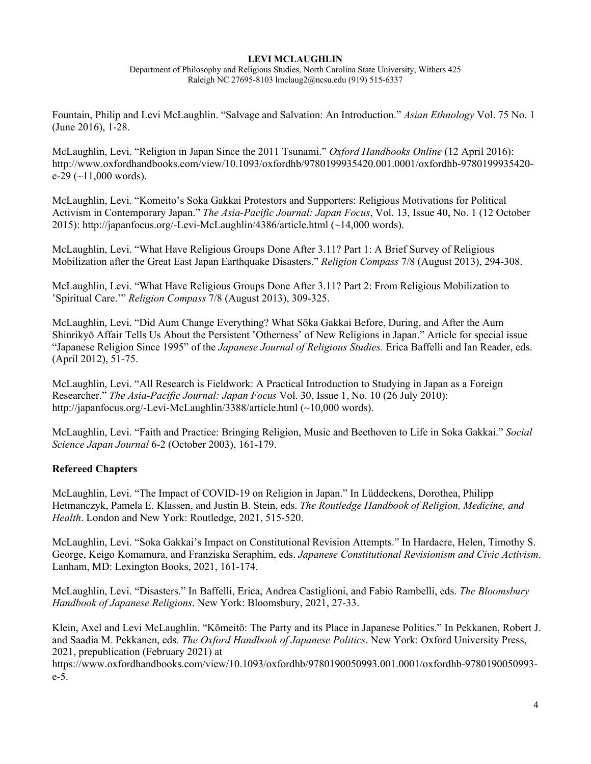Fountain, Philip and Levi McLaughlin. "Salvage and Salvation: An Introduction." *Asian Ethnology* Vol. 75 No. 1 (June 2016), 1-28.

McLaughlin, Levi. "Religion in Japan Since the 2011 Tsunami." *Oxford Handbooks Online* (12 April 2016): http://www.oxfordhandbooks.com/view/10.1093/oxfordhb/9780199935420.001.0001/oxfordhb-9780199935420-e-29 (~11,000 words).

McLaughlin, Levi. "Komeito's Soka Gakkai Protestors and Supporters: Religious Motivations for Political Activism in Contemporary Japan." *The Asia-Pacific Journal: Japan Focus*, Vol. 13, Issue 40, No. 1 (12 October 2015): http://japanfocus.org/-Levi-McLaughlin/4386/article.html (~14,000 words).

McLaughlin, Levi. "What Have Religious Groups Done After 3.11? Part 1: A Brief Survey of Religious Mobilization after the Great East Japan Earthquake Disasters." *Religion Compass* 7/8 (August 2013), 294-308.

McLaughlin, Levi. "What Have Religious Groups Done After 3.11? Part 2: From Religious Mobilization to 'Spiritual Care.'" *Religion Compass* 7/8 (August 2013), 309-325.

McLaughlin, Levi. "Did Aum Change Everything? What Sōka Gakkai Before, During, and After the Aum Shinrikyō Affair Tells Us About the Persistent 'Otherness' of New Religions in Japan." Article for special issue "Japanese Religion Since 1995" of the *Japanese Journal of Religious Studies.* Erica Baffelli and Ian Reader, eds. (April 2012), 51-75.

McLaughlin, Levi. "All Research is Fieldwork: A Practical Introduction to Studying in Japan as a Foreign Researcher." *The Asia-Pacific Journal: Japan Focus* Vol. 30, Issue 1, No. 10 (26 July 2010): http://japanfocus.org/-Levi-McLaughlin/3388/article.html (~10,000 words).

McLaughlin, Levi. "Faith and Practice: Bringing Religion, Music and Beethoven to Life in Soka Gakkai." *Social Science Japan Journal* 6-2 (October 2003), 161-179.

**Refereed Chapters**

McLaughlin, Levi. "The Impact of COVID-19 on Religion in Japan." In Lüddeckens, Dorothea, Philipp Hetmanczyk, Pamela E. Klassen, and Justin B. Stein, eds. *The Routledge Handbook of Religion, Medicine, and Health*. London and New York: Routledge, 2021, 515-520.

McLaughlin, Levi. "Soka Gakkai's Impact on Constitutional Revision Attempts." In Hardacre, Helen, Timothy S. George, Keigo Komamura, and Franziska Seraphim, eds. *Japanese Constitutional Revisionism and Civic Activism*. Lanham, MD: Lexington Books, 2021, 161-174.

McLaughlin, Levi. "Disasters." In Baffelli, Erica, Andrea Castiglioni, and Fabio Rambelli, eds. *The Bloomsbury Handbook of Japanese Religions*. New York: Bloomsbury, 2021, 27-33.

Klein, Axel and Levi McLaughlin. "Kōmeitō: The Party and its Place in Japanese Politics." In Pekkanen, Robert J. and Saadia M. Pekkanen, eds. *The Oxford Handbook of Japanese Politics*. New York: Oxford University Press, 2021, prepublication (February 2021) at https://www.oxfordhandbooks.com/view/10.1093/oxfordhb/9780190050993.001.0001/oxfordhb-9780190050993-e-5.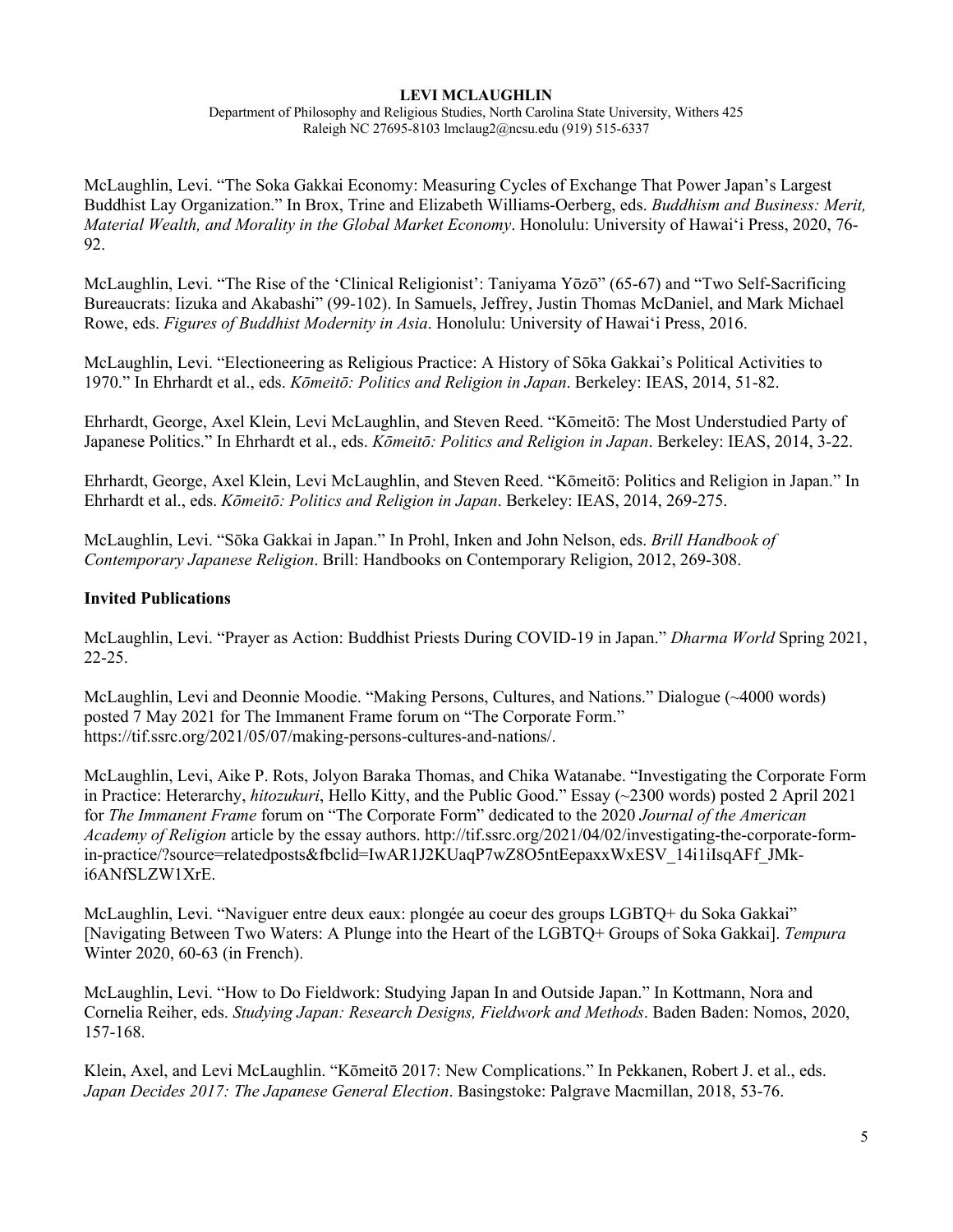McLaughlin, Levi. "The Soka Gakkai Economy: Measuring Cycles of Exchange That Power Japan's Largest Buddhist Lay Organization." In Brox, Trine and Elizabeth Williams-Oerberg, eds. *Buddhism and Business: Merit, Material Wealth, and Morality in the Global Market Economy*. Honolulu: University of Hawaiʻi Press, 2020, 76-92.

McLaughlin, Levi. "The Rise of the 'Clinical Religionist': Taniyama Yōzō" (65-67) and "Two Self-Sacrificing Bureaucrats: Iizuka and Akabashi" (99-102). In Samuels, Jeffrey, Justin Thomas McDaniel, and Mark Michael Rowe, eds. *Figures of Buddhist Modernity in Asia*. Honolulu: University of Hawaiʻi Press, 2016.

McLaughlin, Levi. "Electioneering as Religious Practice: A History of Sōka Gakkai's Political Activities to 1970." In Ehrhardt et al., eds. *Kōmeitō: Politics and Religion in Japan*. Berkeley: IEAS, 2014, 51-82.

Ehrhardt, George, Axel Klein, Levi McLaughlin, and Steven Reed. "Kōmeitō: The Most Understudied Party of Japanese Politics." In Ehrhardt et al., eds. *Kōmeitō: Politics and Religion in Japan*. Berkeley: IEAS, 2014, 3-22.

Ehrhardt, George, Axel Klein, Levi McLaughlin, and Steven Reed. "Kōmeitō: Politics and Religion in Japan." In Ehrhardt et al., eds. *Kōmeitō: Politics and Religion in Japan*. Berkeley: IEAS, 2014, 269-275.

McLaughlin, Levi. "Sōka Gakkai in Japan." In Prohl, Inken and John Nelson, eds. *Brill Handbook of Contemporary Japanese Religion*. Brill: Handbooks on Contemporary Religion, 2012, 269-308.

**Invited Publications**

McLaughlin, Levi. "Prayer as Action: Buddhist Priests During COVID-19 in Japan." *Dharma World* Spring 2021, 22-25.

McLaughlin, Levi and Deonnie Moodie. "Making Persons, Cultures, and Nations." Dialogue (~4000 words) posted 7 May 2021 for The Immanent Frame forum on "The Corporate Form." https://tif.ssrc.org/2021/05/07/making-persons-cultures-and-nations/.

McLaughlin, Levi, Aike P. Rots, Jolyon Baraka Thomas, and Chika Watanabe. "Investigating the Corporate Form in Practice: Heterarchy, *hitozukuri*, Hello Kitty, and the Public Good." Essay (~2300 words) posted 2 April 2021 for *The Immanent Frame* forum on "The Corporate Form" dedicated to the 2020 *Journal of the American Academy of Religion* article by the essay authors. http://tif.ssrc.org/2021/04/02/investigating-the-corporate-form-in-practice/?source=relatedposts&fbclid=IwAR1J2KUaqP7wZ8O5ntEepaxxWxESV_14i1iIsqAFf_JMk-i6ANfSLZW1XrE.

McLaughlin, Levi. "Naviguer entre deux eaux: plongée au coeur des groups LGBTQ+ du Soka Gakkai" [Navigating Between Two Waters: A Plunge into the Heart of the LGBTQ+ Groups of Soka Gakkai]. *Tempura* Winter 2020, 60-63 (in French).

McLaughlin, Levi. "How to Do Fieldwork: Studying Japan In and Outside Japan." In Kottmann, Nora and Cornelia Reiher, eds. *Studying Japan: Research Designs, Fieldwork and Methods*. Baden Baden: Nomos, 2020, 157-168.

Klein, Axel, and Levi McLaughlin. "Kōmeitō 2017: New Complications." In Pekkanen, Robert J. et al., eds. *Japan Decides 2017: The Japanese General Election*. Basingstoke: Palgrave Macmillan, 2018, 53-76.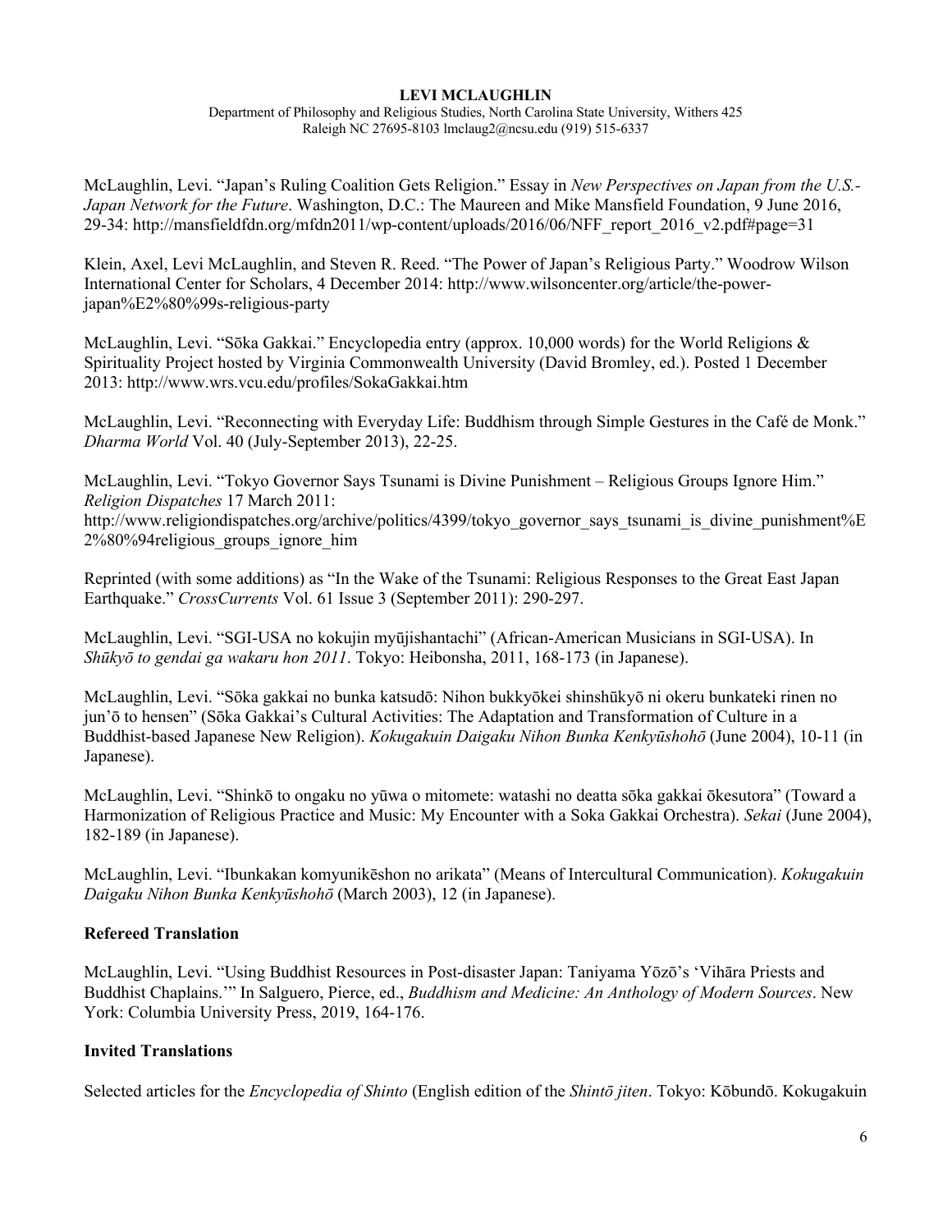McLaughlin, Levi. "Japan's Ruling Coalition Gets Religion." Essay in *New Perspectives on Japan from the U.S.-Japan Network for the Future*. Washington, D.C.: The Maureen and Mike Mansfield Foundation, 9 June 2016, 29-34: http://mansfieldfdn.org/mfdn2011/wp-content/uploads/2016/06/NFF_report_2016_v2.pdf#page=31

Klein, Axel, Levi McLaughlin, and Steven R. Reed. "The Power of Japan's Religious Party." Woodrow Wilson International Center for Scholars, 4 December 2014: http://www.wilsoncenter.org/article/the-power-japan%E2%80%99s-religious-party

McLaughlin, Levi. "Sōka Gakkai." Encyclopedia entry (approx. 10,000 words) for the World Religions & Spirituality Project hosted by Virginia Commonwealth University (David Bromley, ed.). Posted 1 December 2013: http://www.wrs.vcu.edu/profiles/SokaGakkai.htm

McLaughlin, Levi. "Reconnecting with Everyday Life: Buddhism through Simple Gestures in the Café de Monk." *Dharma World* Vol. 40 (July-September 2013), 22-25.

McLaughlin, Levi. "Tokyo Governor Says Tsunami is Divine Punishment – Religious Groups Ignore Him." *Religion Dispatches* 17 March 2011: http://www.religiondispatches.org/archive/politics/4399/tokyo_governor_says_tsunami_is_divine_punishment%E2%80%94religious_groups_ignore_him

Reprinted (with some additions) as "In the Wake of the Tsunami: Religious Responses to the Great East Japan Earthquake." *CrossCurrents* Vol. 61 Issue 3 (September 2011): 290-297.

McLaughlin, Levi. "SGI-USA no kokujin myūjishantachi" (African-American Musicians in SGI-USA). In *Shūkyō to gendai ga wakaru hon 2011*. Tokyo: Heibonsha, 2011, 168-173 (in Japanese).

McLaughlin, Levi. "Sōka gakkai no bunka katsudō: Nihon bukkyōkei shinshūkyō ni okeru bunkateki rinen no jun'ō to hensen" (Sōka Gakkai's Cultural Activities: The Adaptation and Transformation of Culture in a Buddhist-based Japanese New Religion). *Kokugakuin Daigaku Nihon Bunka Kenkyūshohō* (June 2004), 10-11 (in Japanese).

McLaughlin, Levi. "Shinkō to ongaku no yūwa o mitomete: watashi no deatta sōka gakkai ōkesutora" (Toward a Harmonization of Religious Practice and Music: My Encounter with a Soka Gakkai Orchestra). *Sekai* (June 2004), 182-189 (in Japanese).

McLaughlin, Levi. "Ibunkakan komyunikēshon no arikata" (Means of Intercultural Communication). *Kokugakuin Daigaku Nihon Bunka Kenkyūshohō* (March 2003), 12 (in Japanese).

### Refereed Translation

McLaughlin, Levi. "Using Buddhist Resources in Post-disaster Japan: Taniyama Yōzō's 'Vihāra Priests and Buddhist Chaplains.'" In Salguero, Pierce, ed., *Buddhism and Medicine: An Anthology of Modern Sources*. New York: Columbia University Press, 2019, 164-176.

### Invited Translations

Selected articles for the *Encyclopedia of Shinto* (English edition of the *Shintō jiten*. Tokyo: Kōbundō. Kokugakuin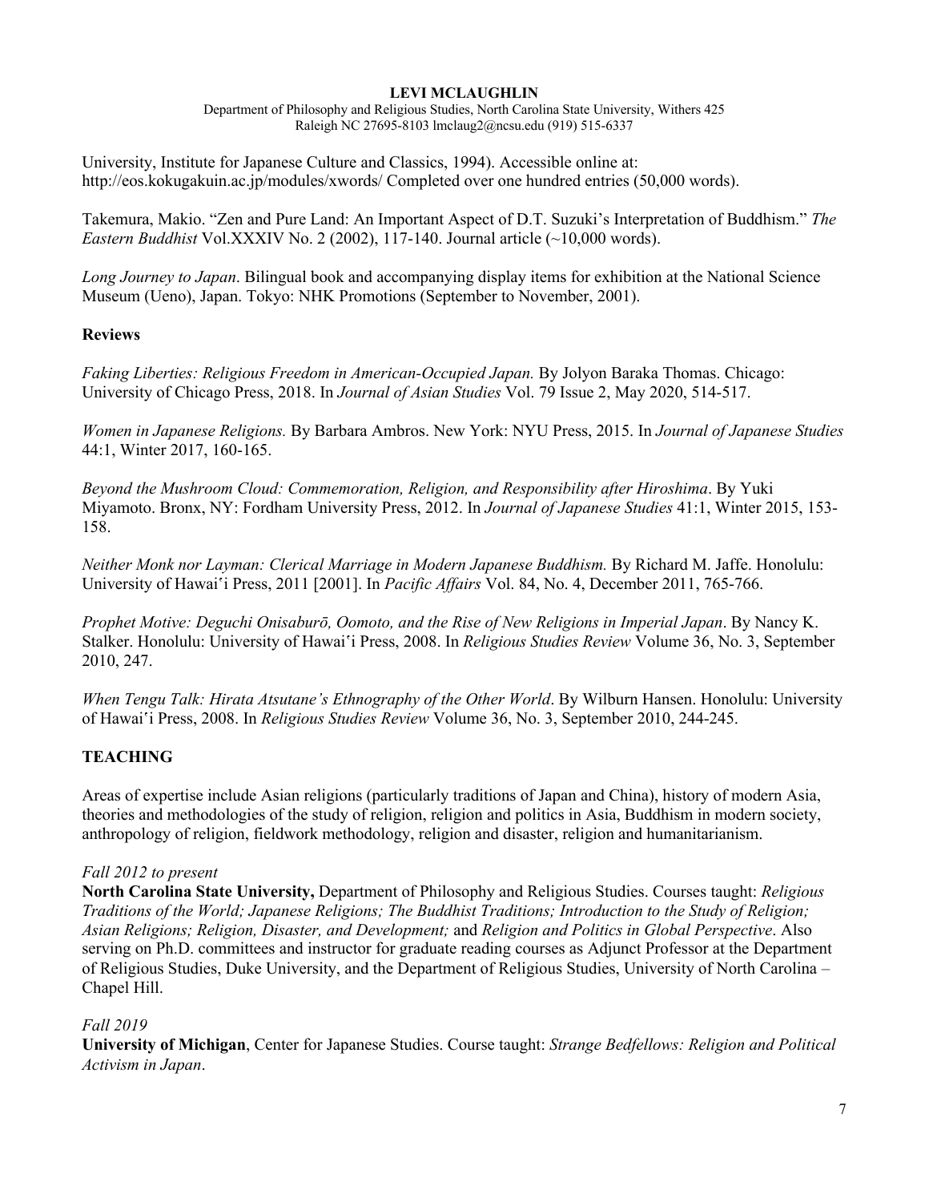University, Institute for Japanese Culture and Classics, 1994). Accessible online at: http://eos.kokugakuin.ac.jp/modules/xwords/ Completed over one hundred entries (50,000 words).

Takemura, Makio. "Zen and Pure Land: An Important Aspect of D.T. Suzuki's Interpretation of Buddhism." *The Eastern Buddhist* Vol.XXXIV No. 2 (2002), 117-140. Journal article (~10,000 words).

*Long Journey to Japan*. Bilingual book and accompanying display items for exhibition at the National Science Museum (Ueno), Japan. Tokyo: NHK Promotions (September to November, 2001).

**Reviews**

*Faking Liberties: Religious Freedom in American-Occupied Japan.* By Jolyon Baraka Thomas. Chicago: University of Chicago Press, 2018. In *Journal of Asian Studies* Vol. 79 Issue 2, May 2020, 514-517.

*Women in Japanese Religions.* By Barbara Ambros. New York: NYU Press, 2015. In *Journal of Japanese Studies* 44:1, Winter 2017, 160-165.

*Beyond the Mushroom Cloud: Commemoration, Religion, and Responsibility after Hiroshima*. By Yuki Miyamoto. Bronx, NY: Fordham University Press, 2012. In *Journal of Japanese Studies* 41:1, Winter 2015, 153-158.

*Neither Monk nor Layman: Clerical Marriage in Modern Japanese Buddhism.* By Richard M. Jaffe. Honolulu: University of Hawaiʻi Press, 2011 [2001]. In *Pacific Affairs* Vol. 84, No. 4, December 2011, 765-766.

*Prophet Motive: Deguchi Onisaburō, Oomoto, and the Rise of New Religions in Imperial Japan*. By Nancy K. Stalker. Honolulu: University of Hawaiʻi Press, 2008. In *Religious Studies Review* Volume 36, No. 3, September 2010, 247.

*When Tengu Talk: Hirata Atsutane's Ethnography of the Other World*. By Wilburn Hansen. Honolulu: University of Hawaiʻi Press, 2008. In *Religious Studies Review* Volume 36, No. 3, September 2010, 244-245.

## TEACHING

Areas of expertise include Asian religions (particularly traditions of Japan and China), history of modern Asia, theories and methodologies of the study of religion, religion and politics in Asia, Buddhism in modern society, anthropology of religion, fieldwork methodology, religion and disaster, religion and humanitarianism.

*Fall 2012 to present*
**North Carolina State University,** Department of Philosophy and Religious Studies. Courses taught: *Religious Traditions of the World; Japanese Religions; The Buddhist Traditions; Introduction to the Study of Religion; Asian Religions; Religion, Disaster, and Development;* and *Religion and Politics in Global Perspective*. Also serving on Ph.D. committees and instructor for graduate reading courses as Adjunct Professor at the Department of Religious Studies, Duke University, and the Department of Religious Studies, University of North Carolina – Chapel Hill.

*Fall 2019*
**University of Michigan**, Center for Japanese Studies. Course taught: *Strange Bedfellows: Religion and Political Activism in Japan*.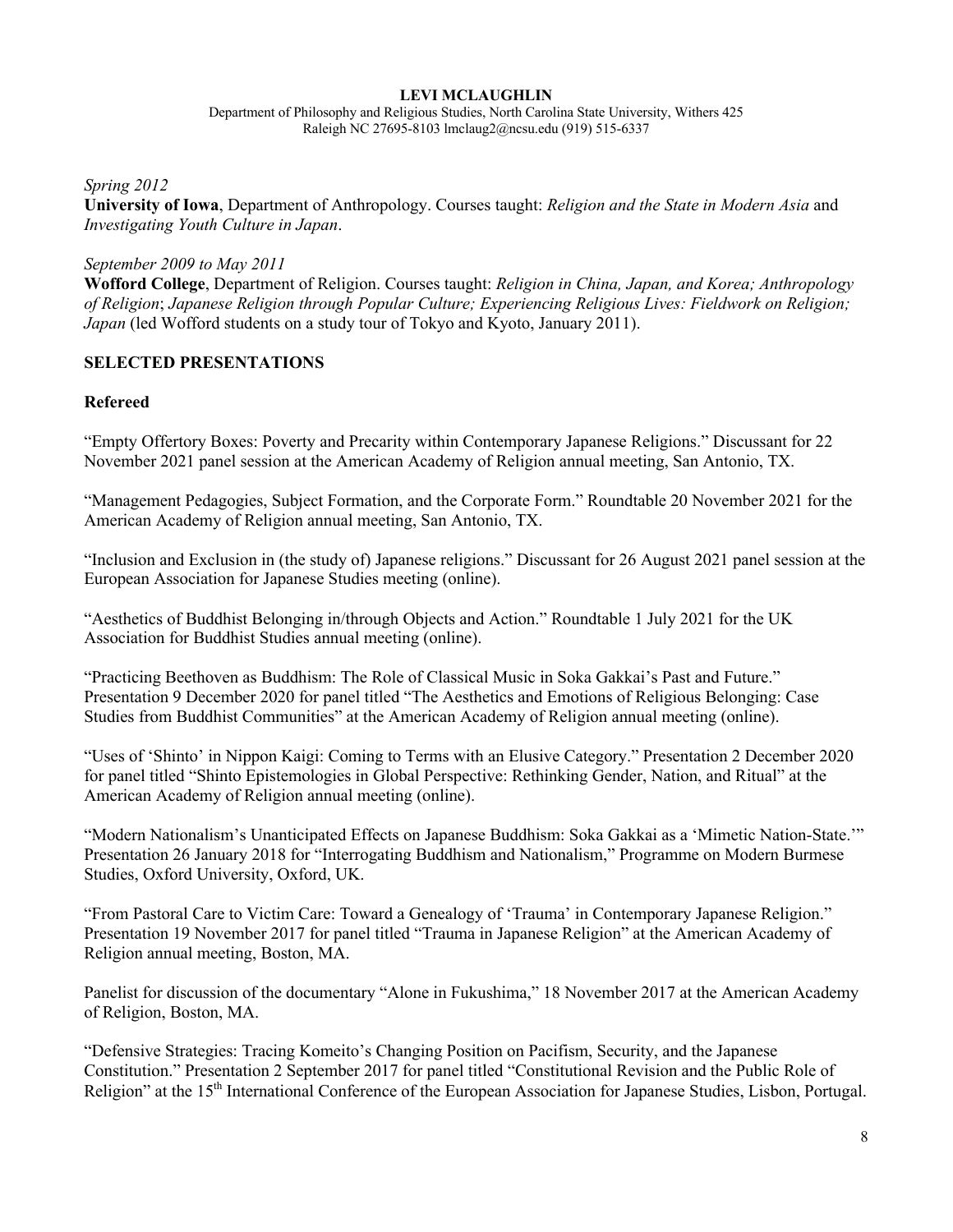*Spring 2012*
**University of Iowa**, Department of Anthropology. Courses taught: *Religion and the State in Modern Asia* and *Investigating Youth Culture in Japan*.

*September 2009 to May 2011*
**Wofford College**, Department of Religion. Courses taught: *Religion in China, Japan, and Korea; Anthropology of Religion*; *Japanese Religion through Popular Culture; Experiencing Religious Lives: Fieldwork on Religion; Japan* (led Wofford students on a study tour of Tokyo and Kyoto, January 2011).

## SELECTED PRESENTATIONS

### Refereed

"Empty Offertory Boxes: Poverty and Precarity within Contemporary Japanese Religions." Discussant for 22 November 2021 panel session at the American Academy of Religion annual meeting, San Antonio, TX.

"Management Pedagogies, Subject Formation, and the Corporate Form." Roundtable 20 November 2021 for the American Academy of Religion annual meeting, San Antonio, TX.

"Inclusion and Exclusion in (the study of) Japanese religions." Discussant for 26 August 2021 panel session at the European Association for Japanese Studies meeting (online).

"Aesthetics of Buddhist Belonging in/through Objects and Action." Roundtable 1 July 2021 for the UK Association for Buddhist Studies annual meeting (online).

"Practicing Beethoven as Buddhism: The Role of Classical Music in Soka Gakkai's Past and Future." Presentation 9 December 2020 for panel titled "The Aesthetics and Emotions of Religious Belonging: Case Studies from Buddhist Communities" at the American Academy of Religion annual meeting (online).

"Uses of 'Shinto' in Nippon Kaigi: Coming to Terms with an Elusive Category." Presentation 2 December 2020 for panel titled "Shinto Epistemologies in Global Perspective: Rethinking Gender, Nation, and Ritual" at the American Academy of Religion annual meeting (online).

"Modern Nationalism's Unanticipated Effects on Japanese Buddhism: Soka Gakkai as a 'Mimetic Nation-State.'" Presentation 26 January 2018 for "Interrogating Buddhism and Nationalism," Programme on Modern Burmese Studies, Oxford University, Oxford, UK.

"From Pastoral Care to Victim Care: Toward a Genealogy of 'Trauma' in Contemporary Japanese Religion." Presentation 19 November 2017 for panel titled "Trauma in Japanese Religion" at the American Academy of Religion annual meeting, Boston, MA.

Panelist for discussion of the documentary "Alone in Fukushima," 18 November 2017 at the American Academy of Religion, Boston, MA.

"Defensive Strategies: Tracing Komeito's Changing Position on Pacifism, Security, and the Japanese Constitution." Presentation 2 September 2017 for panel titled "Constitutional Revision and the Public Role of Religion" at the 15th International Conference of the European Association for Japanese Studies, Lisbon, Portugal.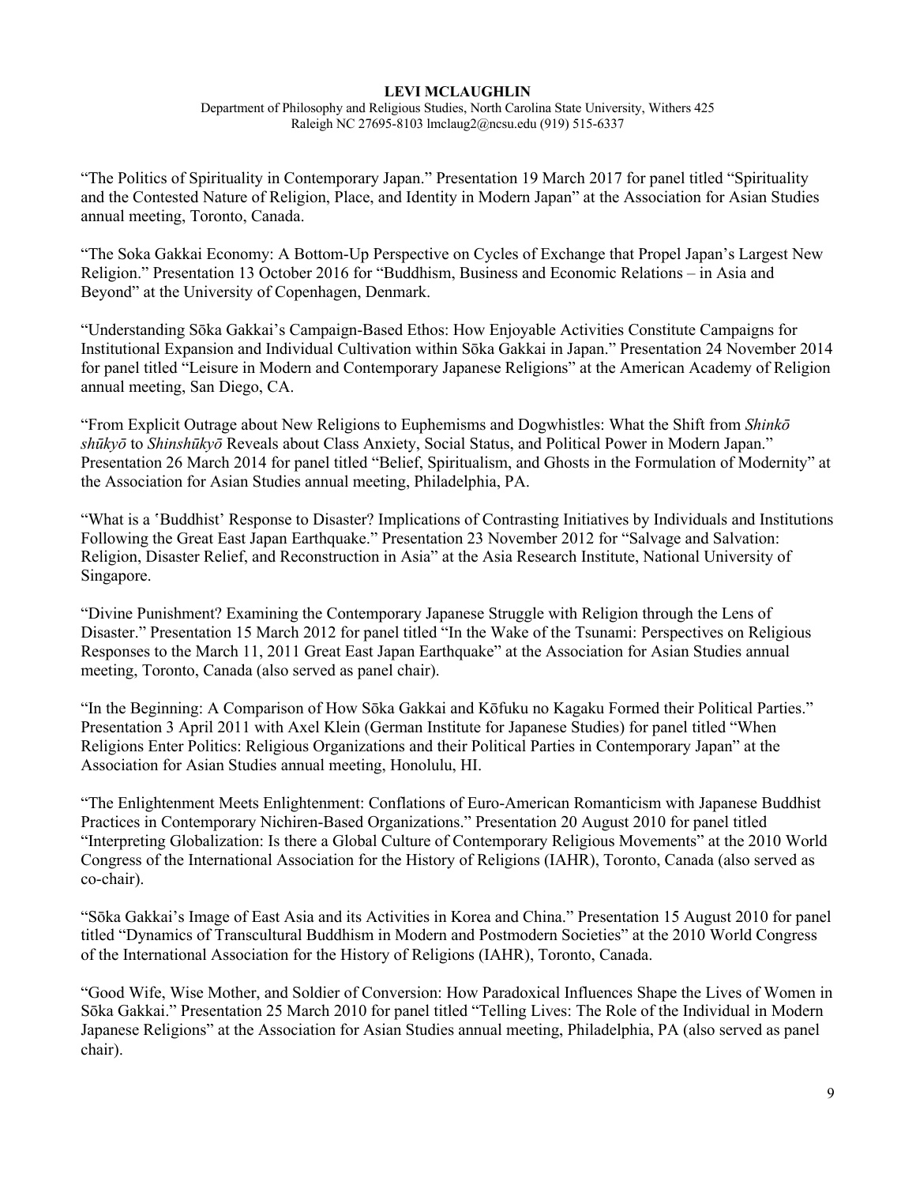“The Politics of Spirituality in Contemporary Japan.” Presentation 19 March 2017 for panel titled “Spirituality and the Contested Nature of Religion, Place, and Identity in Modern Japan” at the Association for Asian Studies annual meeting, Toronto, Canada.

“The Soka Gakkai Economy: A Bottom-Up Perspective on Cycles of Exchange that Propel Japan’s Largest New Religion.” Presentation 13 October 2016 for “Buddhism, Business and Economic Relations – in Asia and Beyond” at the University of Copenhagen, Denmark.

“Understanding Sōka Gakkai’s Campaign-Based Ethos: How Enjoyable Activities Constitute Campaigns for Institutional Expansion and Individual Cultivation within Sōka Gakkai in Japan.” Presentation 24 November 2014 for panel titled “Leisure in Modern and Contemporary Japanese Religions” at the American Academy of Religion annual meeting, San Diego, CA.

“From Explicit Outrage about New Religions to Euphemisms and Dogwhistles: What the Shift from *Shinkō shūkyō* to *Shinshūkyō* Reveals about Class Anxiety, Social Status, and Political Power in Modern Japan.” Presentation 26 March 2014 for panel titled “Belief, Spiritualism, and Ghosts in the Formulation of Modernity” at the Association for Asian Studies annual meeting, Philadelphia, PA.

“What is a ʻBuddhist’ Response to Disaster? Implications of Contrasting Initiatives by Individuals and Institutions Following the Great East Japan Earthquake.” Presentation 23 November 2012 for “Salvage and Salvation: Religion, Disaster Relief, and Reconstruction in Asia” at the Asia Research Institute, National University of Singapore.

“Divine Punishment? Examining the Contemporary Japanese Struggle with Religion through the Lens of Disaster.” Presentation 15 March 2012 for panel titled “In the Wake of the Tsunami: Perspectives on Religious Responses to the March 11, 2011 Great East Japan Earthquake” at the Association for Asian Studies annual meeting, Toronto, Canada (also served as panel chair).

“In the Beginning: A Comparison of How Sōka Gakkai and Kōfuku no Kagaku Formed their Political Parties.” Presentation 3 April 2011 with Axel Klein (German Institute for Japanese Studies) for panel titled “When Religions Enter Politics: Religious Organizations and their Political Parties in Contemporary Japan” at the Association for Asian Studies annual meeting, Honolulu, HI.

“The Enlightenment Meets Enlightenment: Conflations of Euro-American Romanticism with Japanese Buddhist Practices in Contemporary Nichiren-Based Organizations.” Presentation 20 August 2010 for panel titled “Interpreting Globalization: Is there a Global Culture of Contemporary Religious Movements” at the 2010 World Congress of the International Association for the History of Religions (IAHR), Toronto, Canada (also served as co-chair).

“Sōka Gakkai’s Image of East Asia and its Activities in Korea and China.” Presentation 15 August 2010 for panel titled “Dynamics of Transcultural Buddhism in Modern and Postmodern Societies” at the 2010 World Congress of the International Association for the History of Religions (IAHR), Toronto, Canada.

“Good Wife, Wise Mother, and Soldier of Conversion: How Paradoxical Influences Shape the Lives of Women in Sōka Gakkai.” Presentation 25 March 2010 for panel titled “Telling Lives: The Role of the Individual in Modern Japanese Religions” at the Association for Asian Studies annual meeting, Philadelphia, PA (also served as panel chair).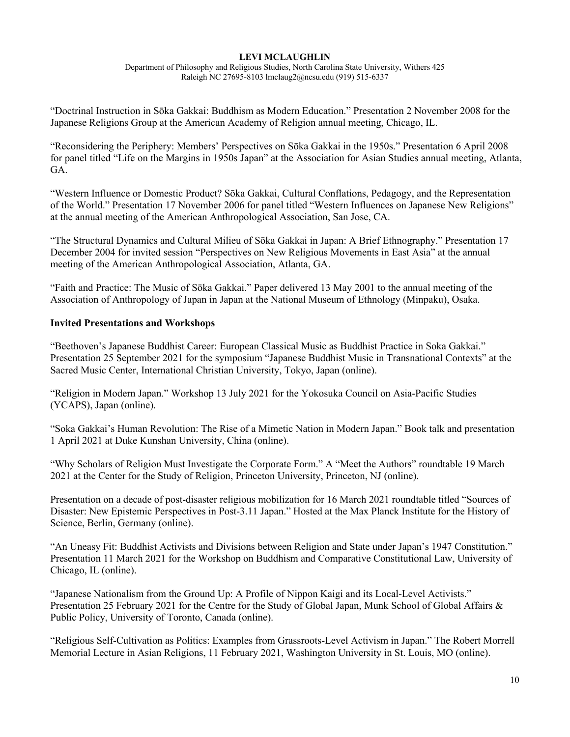"Doctrinal Instruction in Sōka Gakkai: Buddhism as Modern Education." Presentation 2 November 2008 for the Japanese Religions Group at the American Academy of Religion annual meeting, Chicago, IL.

"Reconsidering the Periphery: Members' Perspectives on Sōka Gakkai in the 1950s." Presentation 6 April 2008 for panel titled "Life on the Margins in 1950s Japan" at the Association for Asian Studies annual meeting, Atlanta, GA.

"Western Influence or Domestic Product? Sōka Gakkai, Cultural Conflations, Pedagogy, and the Representation of the World." Presentation 17 November 2006 for panel titled "Western Influences on Japanese New Religions" at the annual meeting of the American Anthropological Association, San Jose, CA.

"The Structural Dynamics and Cultural Milieu of Sōka Gakkai in Japan: A Brief Ethnography." Presentation 17 December 2004 for invited session "Perspectives on New Religious Movements in East Asia" at the annual meeting of the American Anthropological Association, Atlanta, GA.

"Faith and Practice: The Music of Sōka Gakkai." Paper delivered 13 May 2001 to the annual meeting of the Association of Anthropology of Japan in Japan at the National Museum of Ethnology (Minpaku), Osaka.

## Invited Presentations and Workshops

"Beethoven's Japanese Buddhist Career: European Classical Music as Buddhist Practice in Soka Gakkai." Presentation 25 September 2021 for the symposium "Japanese Buddhist Music in Transnational Contexts" at the Sacred Music Center, International Christian University, Tokyo, Japan (online).

"Religion in Modern Japan." Workshop 13 July 2021 for the Yokosuka Council on Asia-Pacific Studies (YCAPS), Japan (online).

"Soka Gakkai's Human Revolution: The Rise of a Mimetic Nation in Modern Japan." Book talk and presentation 1 April 2021 at Duke Kunshan University, China (online).

"Why Scholars of Religion Must Investigate the Corporate Form." A "Meet the Authors" roundtable 19 March 2021 at the Center for the Study of Religion, Princeton University, Princeton, NJ (online).

Presentation on a decade of post-disaster religious mobilization for 16 March 2021 roundtable titled "Sources of Disaster: New Epistemic Perspectives in Post-3.11 Japan." Hosted at the Max Planck Institute for the History of Science, Berlin, Germany (online).

"An Uneasy Fit: Buddhist Activists and Divisions between Religion and State under Japan's 1947 Constitution." Presentation 11 March 2021 for the Workshop on Buddhism and Comparative Constitutional Law, University of Chicago, IL (online).

"Japanese Nationalism from the Ground Up: A Profile of Nippon Kaigi and its Local-Level Activists." Presentation 25 February 2021 for the Centre for the Study of Global Japan, Munk School of Global Affairs & Public Policy, University of Toronto, Canada (online).

"Religious Self-Cultivation as Politics: Examples from Grassroots-Level Activism in Japan." The Robert Morrell Memorial Lecture in Asian Religions, 11 February 2021, Washington University in St. Louis, MO (online).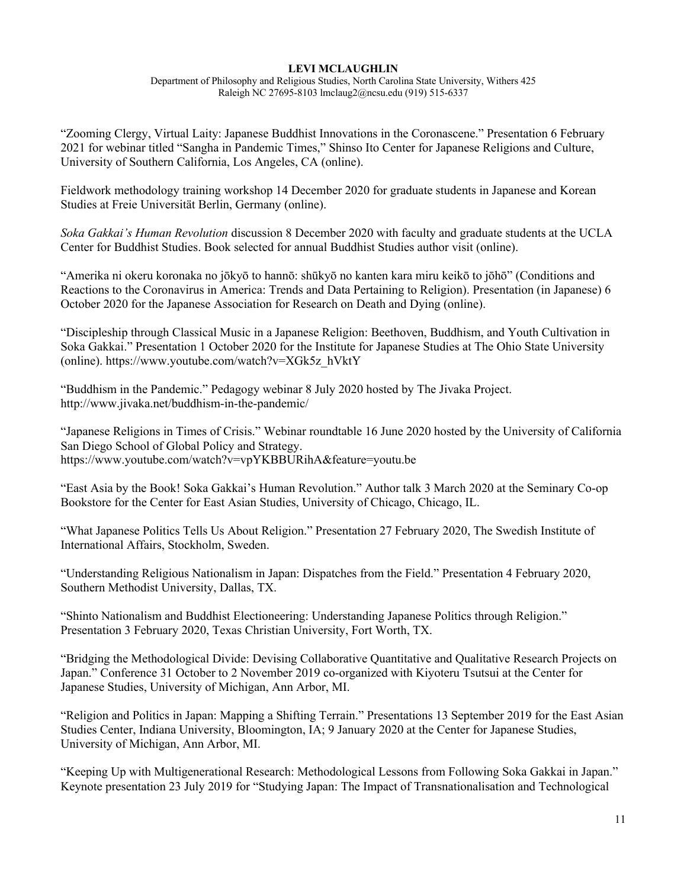“Zooming Clergy, Virtual Laity: Japanese Buddhist Innovations in the Coronascene.” Presentation 6 February 2021 for webinar titled “Sangha in Pandemic Times,” Shinso Ito Center for Japanese Religions and Culture, University of Southern California, Los Angeles, CA (online).

Fieldwork methodology training workshop 14 December 2020 for graduate students in Japanese and Korean Studies at Freie Universität Berlin, Germany (online).

*Soka Gakkai’s Human Revolution* discussion 8 December 2020 with faculty and graduate students at the UCLA Center for Buddhist Studies. Book selected for annual Buddhist Studies author visit (online).

“Amerika ni okeru koronaka no jōkyō to hannō: shūkyō no kanten kara miru keikō to jōhō” (Conditions and Reactions to the Coronavirus in America: Trends and Data Pertaining to Religion). Presentation (in Japanese) 6 October 2020 for the Japanese Association for Research on Death and Dying (online).

“Discipleship through Classical Music in a Japanese Religion: Beethoven, Buddhism, and Youth Cultivation in Soka Gakkai.” Presentation 1 October 2020 for the Institute for Japanese Studies at The Ohio State University (online). https://www.youtube.com/watch?v=XGk5z_hVktY

“Buddhism in the Pandemic.” Pedagogy webinar 8 July 2020 hosted by The Jivaka Project. http://www.jivaka.net/buddhism-in-the-pandemic/

“Japanese Religions in Times of Crisis.” Webinar roundtable 16 June 2020 hosted by the University of California San Diego School of Global Policy and Strategy. https://www.youtube.com/watch?v=vpYKBBURihA&feature=youtu.be

“East Asia by the Book! Soka Gakkai’s Human Revolution.” Author talk 3 March 2020 at the Seminary Co-op Bookstore for the Center for East Asian Studies, University of Chicago, Chicago, IL.

“What Japanese Politics Tells Us About Religion.” Presentation 27 February 2020, The Swedish Institute of International Affairs, Stockholm, Sweden.

“Understanding Religious Nationalism in Japan: Dispatches from the Field.” Presentation 4 February 2020, Southern Methodist University, Dallas, TX.

“Shinto Nationalism and Buddhist Electioneering: Understanding Japanese Politics through Religion.” Presentation 3 February 2020, Texas Christian University, Fort Worth, TX.

“Bridging the Methodological Divide: Devising Collaborative Quantitative and Qualitative Research Projects on Japan.” Conference 31 October to 2 November 2019 co-organized with Kiyoteru Tsutsui at the Center for Japanese Studies, University of Michigan, Ann Arbor, MI.

“Religion and Politics in Japan: Mapping a Shifting Terrain.” Presentations 13 September 2019 for the East Asian Studies Center, Indiana University, Bloomington, IA; 9 January 2020 at the Center for Japanese Studies, University of Michigan, Ann Arbor, MI.

“Keeping Up with Multigenerational Research: Methodological Lessons from Following Soka Gakkai in Japan.” Keynote presentation 23 July 2019 for “Studying Japan: The Impact of Transnationalisation and Technological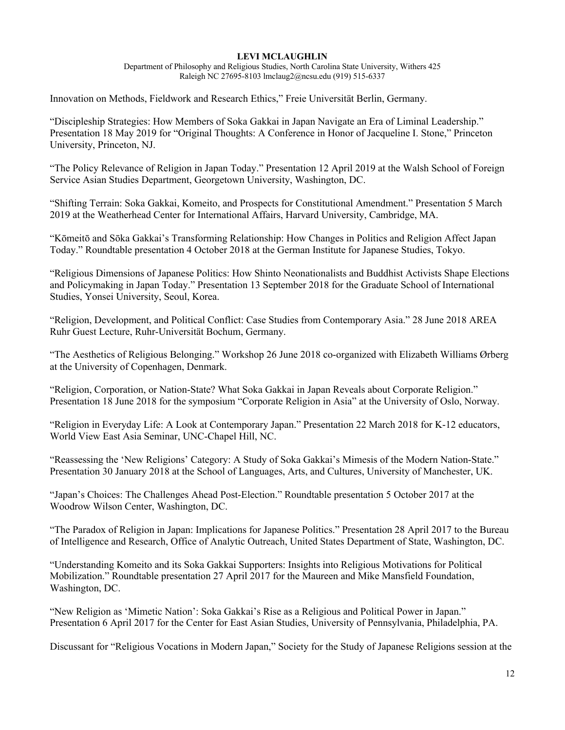Innovation on Methods, Fieldwork and Research Ethics," Freie Universität Berlin, Germany.

"Discipleship Strategies: How Members of Soka Gakkai in Japan Navigate an Era of Liminal Leadership." Presentation 18 May 2019 for "Original Thoughts: A Conference in Honor of Jacqueline I. Stone," Princeton University, Princeton, NJ.

"The Policy Relevance of Religion in Japan Today." Presentation 12 April 2019 at the Walsh School of Foreign Service Asian Studies Department, Georgetown University, Washington, DC.

"Shifting Terrain: Soka Gakkai, Komeito, and Prospects for Constitutional Amendment." Presentation 5 March 2019 at the Weatherhead Center for International Affairs, Harvard University, Cambridge, MA.

"Kōmeitō and Sōka Gakkai's Transforming Relationship: How Changes in Politics and Religion Affect Japan Today." Roundtable presentation 4 October 2018 at the German Institute for Japanese Studies, Tokyo.

"Religious Dimensions of Japanese Politics: How Shinto Neonationalists and Buddhist Activists Shape Elections and Policymaking in Japan Today." Presentation 13 September 2018 for the Graduate School of International Studies, Yonsei University, Seoul, Korea.

"Religion, Development, and Political Conflict: Case Studies from Contemporary Asia." 28 June 2018 AREA Ruhr Guest Lecture, Ruhr-Universität Bochum, Germany.

"The Aesthetics of Religious Belonging." Workshop 26 June 2018 co-organized with Elizabeth Williams Ørberg at the University of Copenhagen, Denmark.

"Religion, Corporation, or Nation-State? What Soka Gakkai in Japan Reveals about Corporate Religion." Presentation 18 June 2018 for the symposium "Corporate Religion in Asia" at the University of Oslo, Norway.

"Religion in Everyday Life: A Look at Contemporary Japan." Presentation 22 March 2018 for K-12 educators, World View East Asia Seminar, UNC-Chapel Hill, NC.

"Reassessing the 'New Religions' Category: A Study of Soka Gakkai's Mimesis of the Modern Nation-State." Presentation 30 January 2018 at the School of Languages, Arts, and Cultures, University of Manchester, UK.

"Japan's Choices: The Challenges Ahead Post-Election." Roundtable presentation 5 October 2017 at the Woodrow Wilson Center, Washington, DC.

"The Paradox of Religion in Japan: Implications for Japanese Politics." Presentation 28 April 2017 to the Bureau of Intelligence and Research, Office of Analytic Outreach, United States Department of State, Washington, DC.

"Understanding Komeito and its Soka Gakkai Supporters: Insights into Religious Motivations for Political Mobilization." Roundtable presentation 27 April 2017 for the Maureen and Mike Mansfield Foundation, Washington, DC.

"New Religion as 'Mimetic Nation': Soka Gakkai's Rise as a Religious and Political Power in Japan." Presentation 6 April 2017 for the Center for East Asian Studies, University of Pennsylvania, Philadelphia, PA.

Discussant for "Religious Vocations in Modern Japan," Society for the Study of Japanese Religions session at the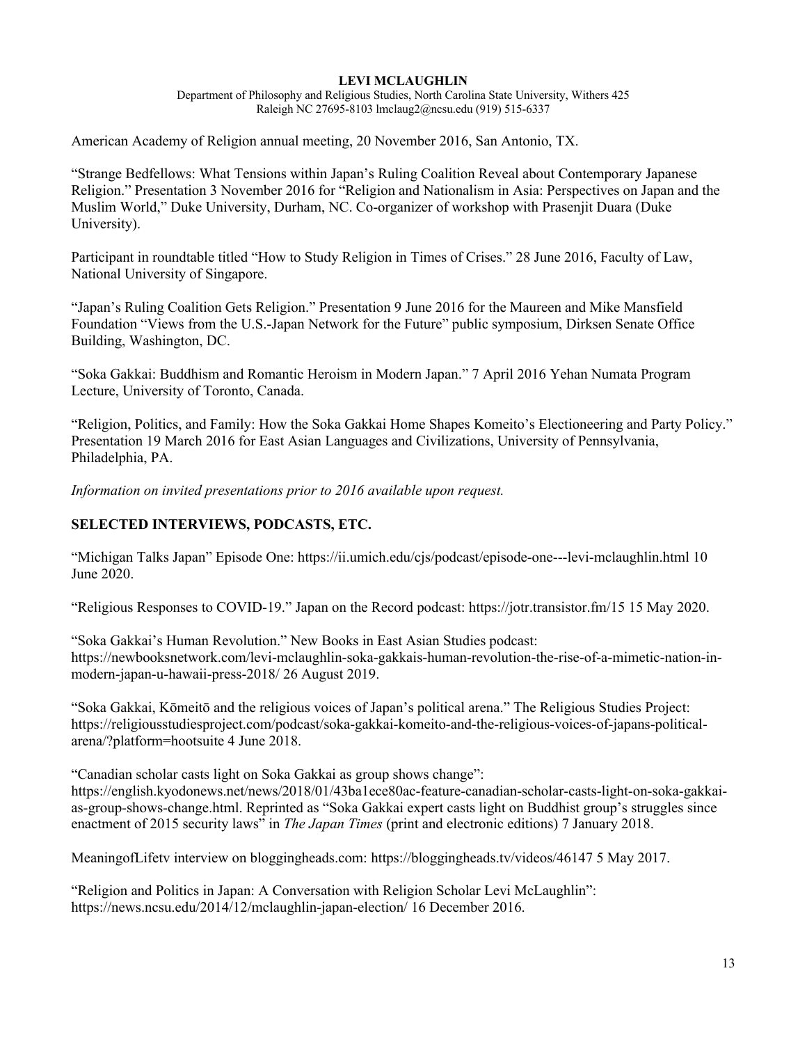American Academy of Religion annual meeting, 20 November 2016, San Antonio, TX.

"Strange Bedfellows: What Tensions within Japan's Ruling Coalition Reveal about Contemporary Japanese Religion." Presentation 3 November 2016 for "Religion and Nationalism in Asia: Perspectives on Japan and the Muslim World," Duke University, Durham, NC. Co-organizer of workshop with Prasenjit Duara (Duke University).

Participant in roundtable titled "How to Study Religion in Times of Crises." 28 June 2016, Faculty of Law, National University of Singapore.

"Japan's Ruling Coalition Gets Religion." Presentation 9 June 2016 for the Maureen and Mike Mansfield Foundation "Views from the U.S.-Japan Network for the Future" public symposium, Dirksen Senate Office Building, Washington, DC.

"Soka Gakkai: Buddhism and Romantic Heroism in Modern Japan." 7 April 2016 Yehan Numata Program Lecture, University of Toronto, Canada.

"Religion, Politics, and Family: How the Soka Gakkai Home Shapes Komeito's Electioneering and Party Policy." Presentation 19 March 2016 for East Asian Languages and Civilizations, University of Pennsylvania, Philadelphia, PA.

*Information on invited presentations prior to 2016 available upon request.*

## SELECTED INTERVIEWS, PODCASTS, ETC.

"Michigan Talks Japan" Episode One: https://ii.umich.edu/cjs/podcast/episode-one---levi-mclaughlin.html 10 June 2020.

"Religious Responses to COVID-19." Japan on the Record podcast: https://jotr.transistor.fm/15 15 May 2020.

"Soka Gakkai's Human Revolution." New Books in East Asian Studies podcast: https://newbooksnetwork.com/levi-mclaughlin-soka-gakkais-human-revolution-the-rise-of-a-mimetic-nation-in-modern-japan-u-hawaii-press-2018/ 26 August 2019.

"Soka Gakkai, Kōmeitō and the religious voices of Japan's political arena." The Religious Studies Project: https://religiousstudiesproject.com/podcast/soka-gakkai-komeito-and-the-religious-voices-of-japans-political-arena/?platform=hootsuite 4 June 2018.

"Canadian scholar casts light on Soka Gakkai as group shows change": https://english.kyodonews.net/news/2018/01/43ba1ece80ac-feature-canadian-scholar-casts-light-on-soka-gakkai-as-group-shows-change.html. Reprinted as "Soka Gakkai expert casts light on Buddhist group's struggles since enactment of 2015 security laws" in *The Japan Times* (print and electronic editions) 7 January 2018.

MeaningofLifetv interview on bloggingheads.com: https://bloggingheads.tv/videos/46147 5 May 2017.

"Religion and Politics in Japan: A Conversation with Religion Scholar Levi McLaughlin": https://news.ncsu.edu/2014/12/mclaughlin-japan-election/ 16 December 2016.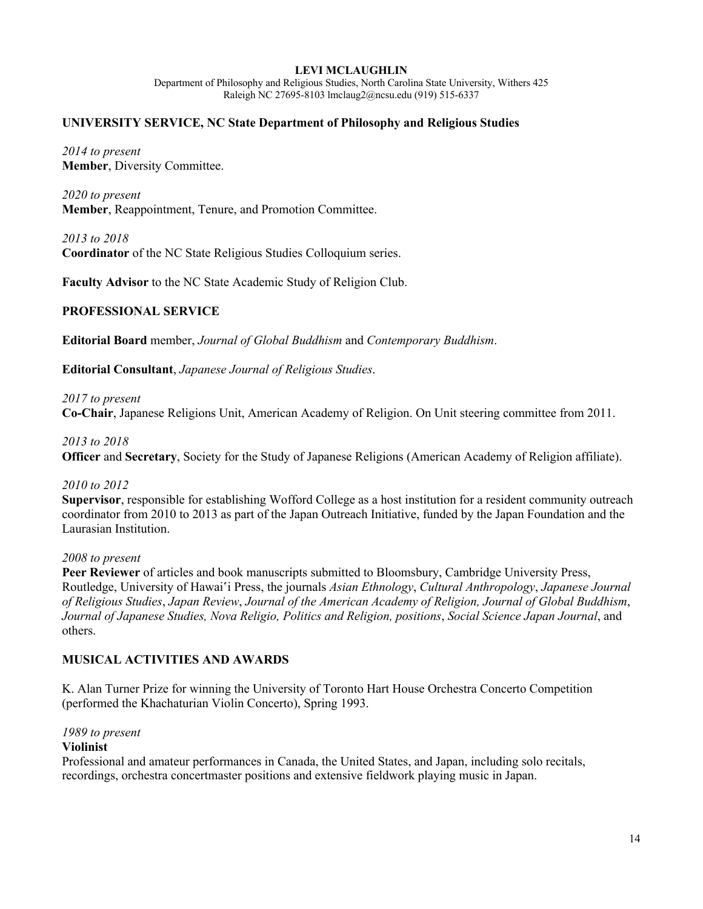**LEVI MCLAUGHLIN**

Department of Philosophy and Religious Studies, North Carolina State University, Withers 425
Raleigh NC 27695-8103 lmclaug2@ncsu.edu (919) 515-6337

## UNIVERSITY SERVICE, NC State Department of Philosophy and Religious Studies

*2014 to present*
**Member**, Diversity Committee.

*2020 to present*
**Member**, Reappointment, Tenure, and Promotion Committee.

*2013 to 2018*
**Coordinator** of the NC State Religious Studies Colloquium series.

**Faculty Advisor** to the NC State Academic Study of Religion Club.

## PROFESSIONAL SERVICE

**Editorial Board** member, *Journal of Global Buddhism* and *Contemporary Buddhism*.

**Editorial Consultant**, *Japanese Journal of Religious Studies*.

*2017 to present*
**Co-Chair**, Japanese Religions Unit, American Academy of Religion. On Unit steering committee from 2011.

*2013 to 2018*
**Officer** and **Secretary**, Society for the Study of Japanese Religions (American Academy of Religion affiliate).

*2010 to 2012*
**Supervisor**, responsible for establishing Wofford College as a host institution for a resident community outreach coordinator from 2010 to 2013 as part of the Japan Outreach Initiative, funded by the Japan Foundation and the Laurasian Institution.

*2008 to present*
**Peer Reviewer** of articles and book manuscripts submitted to Bloomsbury, Cambridge University Press, Routledge, University of Hawaiʻi Press, the journals *Asian Ethnology*, *Cultural Anthropology*, *Japanese Journal of Religious Studies*, *Japan Review*, *Journal of the American Academy of Religion, Journal of Global Buddhism*, *Journal of Japanese Studies, Nova Religio, Politics and Religion, positions*, *Social Science Japan Journal*, and others.

## MUSICAL ACTIVITIES AND AWARDS

K. Alan Turner Prize for winning the University of Toronto Hart House Orchestra Concerto Competition (performed the Khachaturian Violin Concerto), Spring 1993.

*1989 to present*
**Violinist**
Professional and amateur performances in Canada, the United States, and Japan, including solo recitals, recordings, orchestra concertmaster positions and extensive fieldwork playing music in Japan.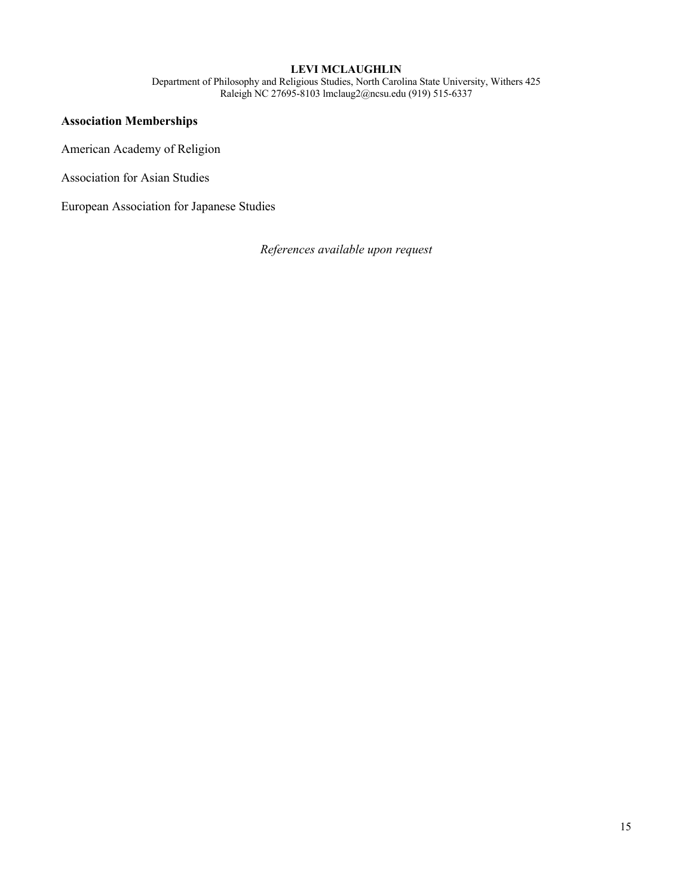### Association Memberships

American Academy of Religion

Association for Asian Studies

European Association for Japanese Studies

*References available upon request*